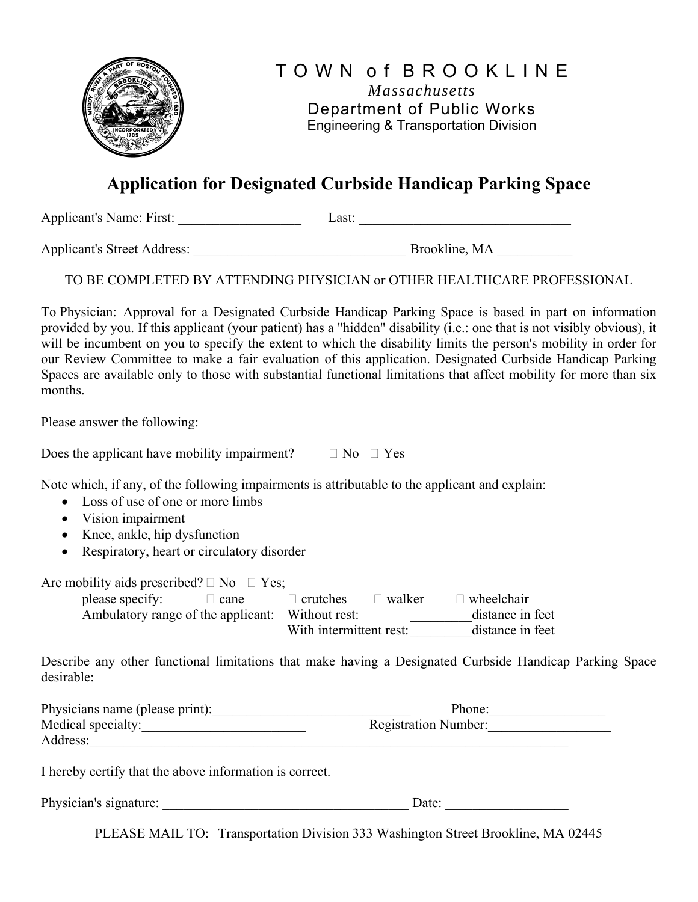# TOWN of BROOKLINE

*Massachusetts*

Department of Public Works

Engineering & Transportation Division

## Application for Designated Curbside Handicap Parking Space

Applicant's Name: First: __________________ Last: ________________________________

Applicant's Street Address: ________________________________ Brookline, MA ___________

TO BE COMPLETED BY ATTENDING PHYSICIAN or OTHER HEALTHCARE PROFESSIONAL

To Physician: Approval for a Designated Curbside Handicap Parking Space is based in part on information provided by you. If this applicant (your patient) has a "hidden" disability (i.e.: one that is not visibly obvious), it will be incumbent on you to specify the extent to which the disability limits the person's mobility in order for our Review Committee to make a fair evaluation of this application. Designated Curbside Handicap Parking Spaces are available only to those with substantial functional limitations that affect mobility for more than six months.

Please answer the following:

Does the applicant have mobility impairment? ☐ No ☐ Yes

Note which, if any, of the following impairments is attributable to the applicant and explain:

- Loss of use of one or more limbs
- Vision impairment
- Knee, ankle, hip dysfunction
- Respiratory, heart or circulatory disorder

Are mobility aids prescribed? ☐ No ☐ Yes;

please specify: ☐ cane ☐ crutches ☐ walker ☐ wheelchair

Ambulatory range of the applicant: Without rest: _________distance in feet

With intermittent rest:_________distance in feet

Describe any other functional limitations that make having a Designated Curbside Handicap Parking Space desirable:

Physicians name (please print):______________________________ Phone:_________________

Medical specialty:________________________ Registration Number:__________________

Address:__________________________________________________________________________

I hereby certify that the above information is correct.

Physician's signature: _____________________________________ Date: __________________

PLEASE MAIL TO: Transportation Division 333 Washington Street Brookline, MA 02445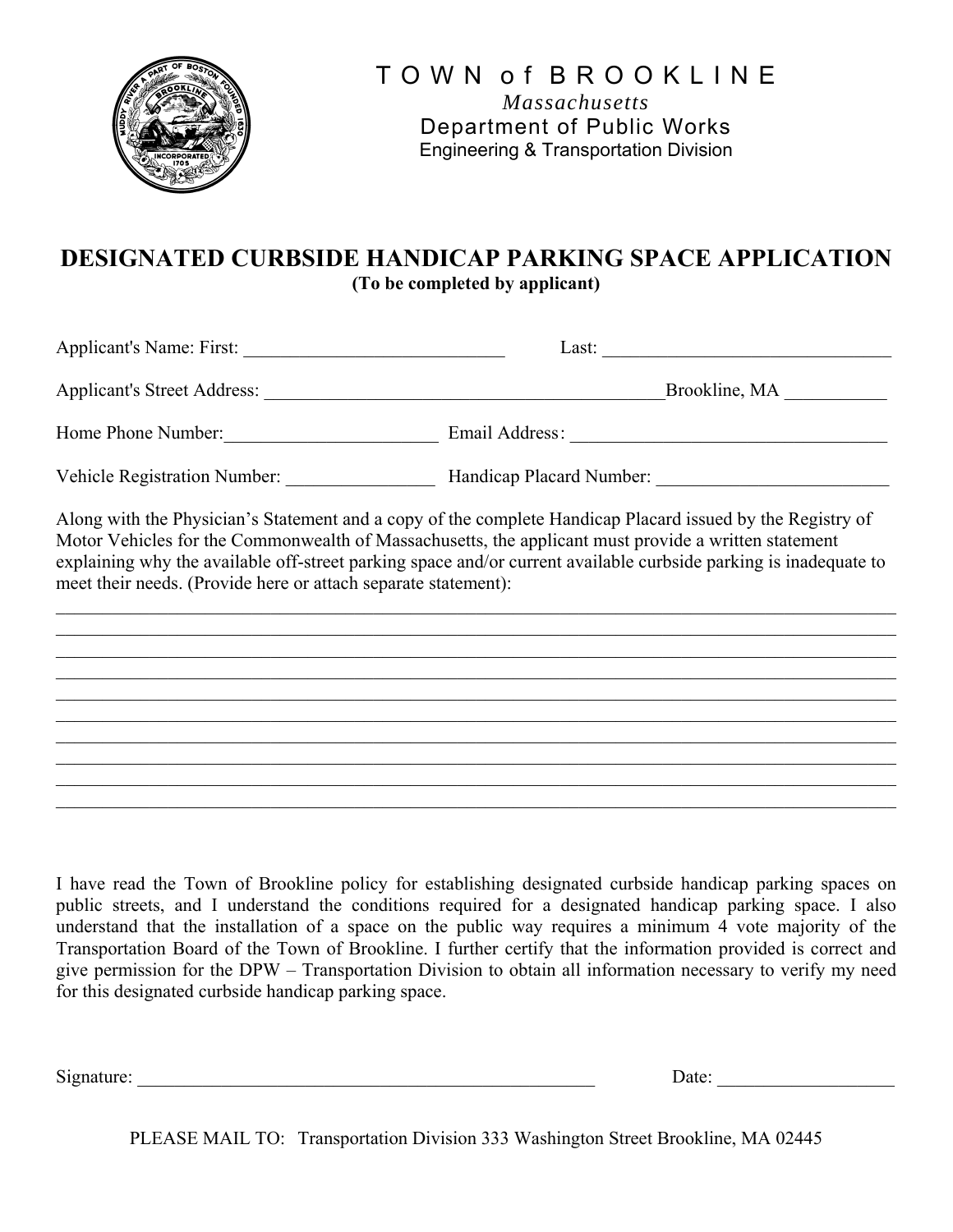TOWN of BROOKLINE

*Massachusetts*

Department of Public Works

Engineering & Transportation Division

# DESIGNATED CURBSIDE HANDICAP PARKING SPACE APPLICATION

**(To be completed by applicant)**

Applicant's Name: First: ____________________________ Last: ________________________________

Applicant's Street Address: ____________________________________________Brookline, MA ___________

Home Phone Number:_______________________ Email Address: __________________________________

Vehicle Registration Number: ________________ Handicap Placard Number: _________________________

Along with the Physician's Statement and a copy of the complete Handicap Placard issued by the Registry of Motor Vehicles for the Commonwealth of Massachusetts, the applicant must provide a written statement explaining why the available off-street parking space and/or current available curbside parking is inadequate to meet their needs. (Provide here or attach separate statement):

______________________________________________________________________________________________

______________________________________________________________________________________________

______________________________________________________________________________________________

______________________________________________________________________________________________

______________________________________________________________________________________________

______________________________________________________________________________________________

______________________________________________________________________________________________

______________________________________________________________________________________________

______________________________________________________________________________________________

______________________________________________________________________________________________

I have read the Town of Brookline policy for establishing designated curbside handicap parking spaces on public streets, and I understand the conditions required for a designated handicap parking space. I also understand that the installation of a space on the public way requires a minimum 4 vote majority of the Transportation Board of the Town of Brookline. I further certify that the information provided is correct and give permission for the DPW – Transportation Division to obtain all information necessary to verify my need for this designated curbside handicap parking space.

Signature: ___________________________________________________ Date: ___________________

PLEASE MAIL TO: Transportation Division 333 Washington Street Brookline, MA 02445